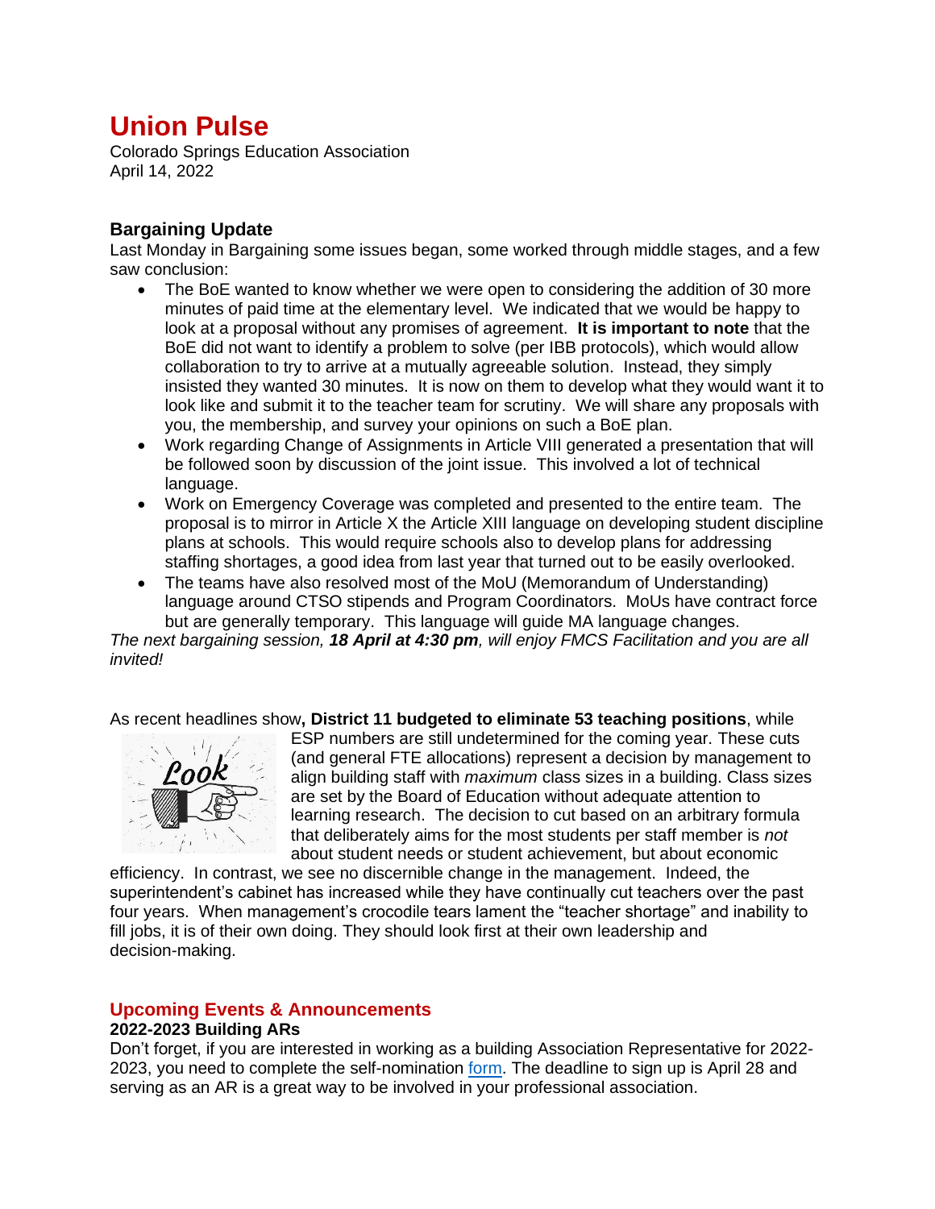# Union Pulse

Colorado Springs Education Association
April 14, 2022

### Bargaining Update

Last Monday in Bargaining some issues began, some worked through middle stages, and a few saw conclusion:

- The BoE wanted to know whether we were open to considering the addition of 30 more minutes of paid time at the elementary level. We indicated that we would be happy to look at a proposal without any promises of agreement. **It is important to note** that the BoE did not want to identify a problem to solve (per IBB protocols), which would allow collaboration to try to arrive at a mutually agreeable solution. Instead, they simply insisted they wanted 30 minutes. It is now on them to develop what they would want it to look like and submit it to the teacher team for scrutiny. We will share any proposals with you, the membership, and survey your opinions on such a BoE plan.
- Work regarding Change of Assignments in Article VIII generated a presentation that will be followed soon by discussion of the joint issue. This involved a lot of technical language.
- Work on Emergency Coverage was completed and presented to the entire team. The proposal is to mirror in Article X the Article XIII language on developing student discipline plans at schools. This would require schools also to develop plans for addressing staffing shortages, a good idea from last year that turned out to be easily overlooked.
- The teams have also resolved most of the MoU (Memorandum of Understanding) language around CTSO stipends and Program Coordinators. MoUs have contract force but are generally temporary. This language will guide MA language changes.

*The next bargaining session, **18 April at 4:30 pm**, will enjoy FMCS Facilitation and you are all invited!*

As recent headlines show**, District 11 budgeted to eliminate 53 teaching positions**, while ESP numbers are still undetermined for the coming year. These cuts (and general FTE allocations) represent a decision by management to align building staff with *maximum* class sizes in a building. Class sizes are set by the Board of Education without adequate attention to learning research. The decision to cut based on an arbitrary formula that deliberately aims for the most students per staff member is *not* about student needs or student achievement, but about economic efficiency. In contrast, we see no discernible change in the management. Indeed, the superintendent's cabinet has increased while they have continually cut teachers over the past four years. When management's crocodile tears lament the "teacher shortage" and inability to fill jobs, it is of their own doing. They should look first at their own leadership and decision-making.

## Upcoming Events & Announcements

### 2022-2023 Building ARs

Don't forget, if you are interested in working as a building Association Representative for 2022-2023, you need to complete the self-nomination form. The deadline to sign up is April 28 and serving as an AR is a great way to be involved in your professional association.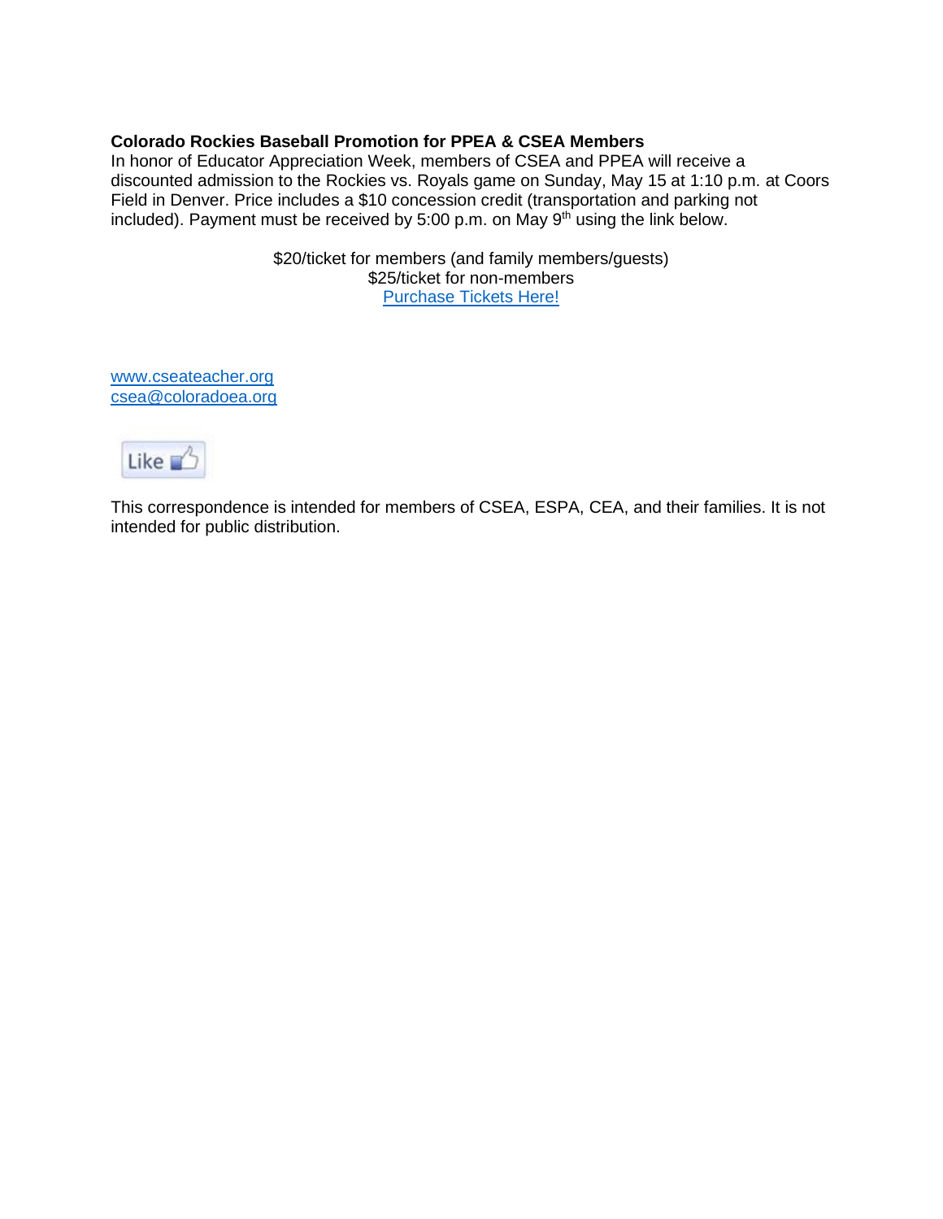**Colorado Rockies Baseball Promotion for PPEA & CSEA Members**
In honor of Educator Appreciation Week, members of CSEA and PPEA will receive a discounted admission to the Rockies vs. Royals game on Sunday, May 15 at 1:10 p.m. at Coors Field in Denver. Price includes a $10 concession credit (transportation and parking not included). Payment must be received by 5:00 p.m. on May 9th using the link below.

$20/ticket for members (and family members/guests)
$25/ticket for non-members
Purchase Tickets Here!

www.cseateacher.org
csea@coloradoea.org

Like

This correspondence is intended for members of CSEA, ESPA, CEA, and their families. It is not intended for public distribution.